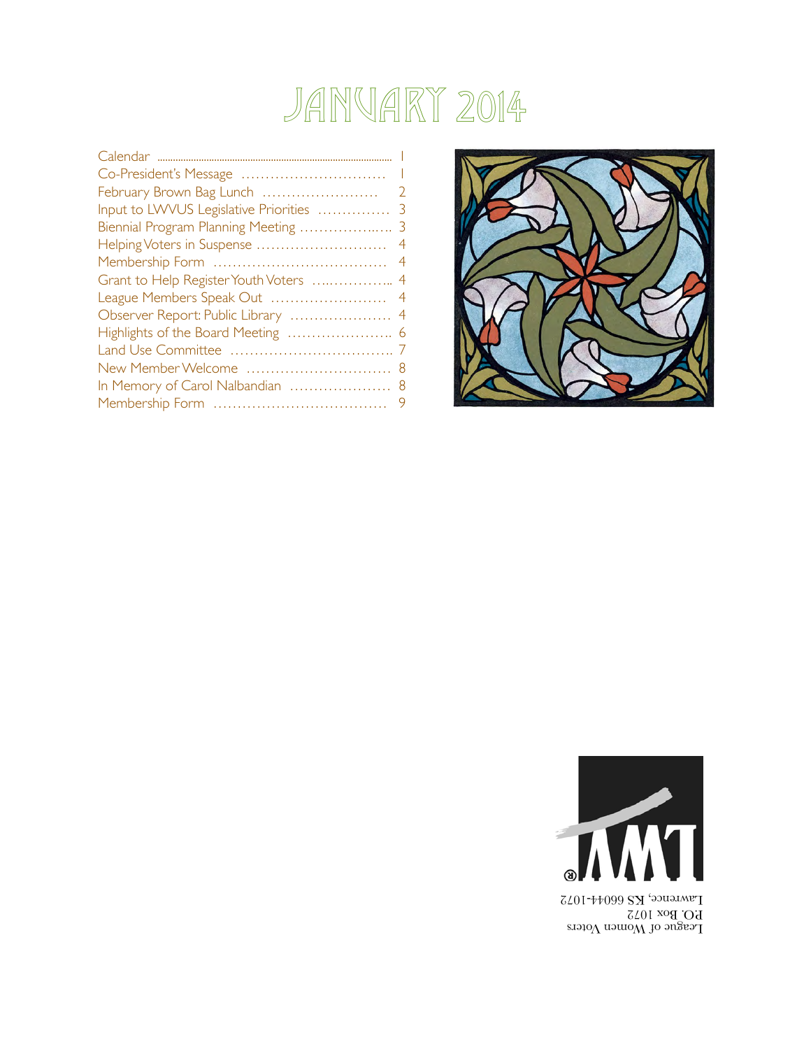# JANUARY 2014

| | |
|---|---|
| Calendar | 1 |
| Co-President's Message | 1 |
| February Brown Bag Lunch | 2 |
| Input to LWVUS Legislative Priorities | 3 |
| Biennial Program Planning Meeting | 3 |
| Helping Voters in Suspense | 4 |
| Membership Form | 4 |
| Grant to Help Register Youth Voters | 4 |
| League Members Speak Out | 4 |
| Observer Report: Public Library | 4 |
| Highlights of the Board Meeting | 6 |
| Land Use Committee | 7 |
| New Member Welcome | 8 |
| In Memory of Carol Nalbandian | 8 |
| Membership Form | 9 |

LWV®

League of Women Voters
P.O. Box 1072
Lawrence, KS 66044-1072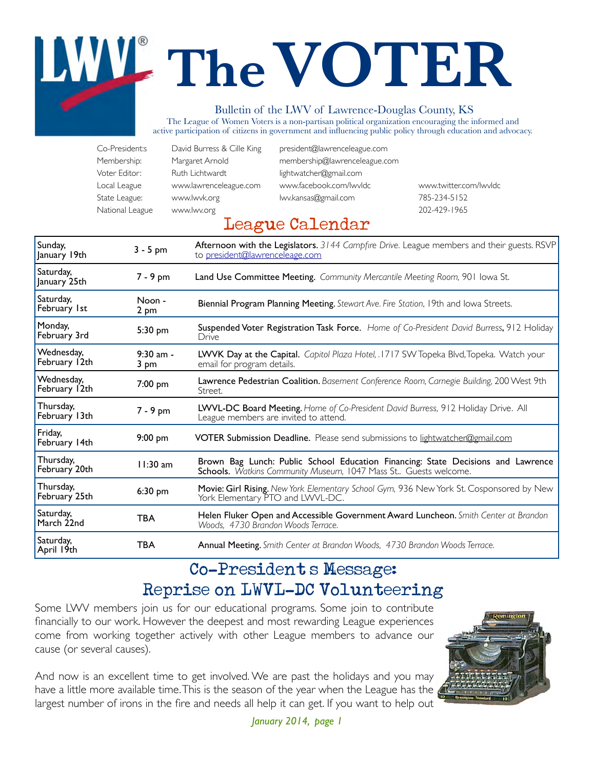# The VOTER

Bulletin of the LWV of Lawrence-Douglas County, KS

The League of Women Voters is a non-partisan political organization encouraging the informed and active participation of citizens in government and influencing public policy through education and advocacy.

| | | | |
|---|---|---|---|
| Co-Presidents | David Burress & Cille King | president@lawrenceleague.com | |
| Membership: | Margaret Arnold | membership@lawrenceleague.com | |
| Voter Editor: | Ruth Lichtwardt | lightwatcher@gmail.com | |
| Local League | www.lawrenceleague.com | www.facebook.com/lwvldc | www.twitter.com/lwvldc |
| State League: | www.lwvk.org | lwv.kansas@gmail.com | 785-234-5152 |
| National League | www.lwv.org | | 202-429-1965 |

## League Calendar

| Date | Time | Event |
|---|---|---|
| Sunday, January 19th | 3 - 5 pm | **Afternoon with the Legislators.** *3144 Campfire Drive.* League members and their guests. RSVP to president@lawrenceleage.com |
| Saturday, January 25th | 7 - 9 pm | **Land Use Committee Meeting.** *Community Mercantile Meeting Room,* 901 Iowa St. |
| Saturday, February 1st | Noon - 2 pm | **Biennial Program Planning Meeting.** *Stewart Ave. Fire Station,* 19th and Iowa Streets. |
| Monday, February 3rd | 5:30 pm | **Suspended Voter Registration Task Force.** *Home of Co-President David Burress,* 912 Holiday Drive |
| Wednesday, February 12th | 9:30 am - 3 pm | **LWVK Day at the Capital.** *Capitol Plaza Hotel,* .1717 SW Topeka Blvd, Topeka. Watch your email for program details. |
| Wednesday, February 12th | 7:00 pm | **Lawrence Pedestrian Coalition.** *Basement Conference Room, Carnegie Building,* 200 West 9th Street. |
| Thursday, February 13th | 7 - 9 pm | **LWVL-DC Board Meeting.** *Home of Co-President David Burress,* 912 Holiday Drive. All League members are invited to attend. |
| Friday, February 14th | 9:00 pm | **VOTER Submission Deadline.** Please send submissions to lightwatcher@gmail.com |
| Thursday, February 20th | 11:30 am | **Brown Bag Lunch: Public School Education Financing: State Decisions and Lawrence Schools.** *Watkins Community Museum,* 1047 Mass St.. Guests welcome. |
| Thursday, February 25th | 6:30 pm | **Movie: Girl Rising.** *New York Elementary School Gym,* 936 New York St. Cosponsored by New York Elementary PTO and LWVL-DC. |
| Saturday, March 22nd | TBA | **Helen Fluker Open and Accessible Government Award Luncheon.** *Smith Center at Brandon Woods, 4730 Brandon Woods Terrace.* |
| Saturday, April 19th | TBA | **Annual Meeting.** *Smith Center at Brandon Woods, 4730 Brandon Woods Terrace.* |

## Co-President s Message: Reprise on LWVL-DC Volunteering

Some LWV members join us for our educational programs. Some join to contribute financially to our work. However the deepest and most rewarding League experiences come from working together actively with other League members to advance our cause (or several causes).

And now is an excellent time to get involved. We are past the holidays and you may have a little more available time. This is the season of the year when the League has the largest number of irons in the fire and needs all help it can get. If you want to help out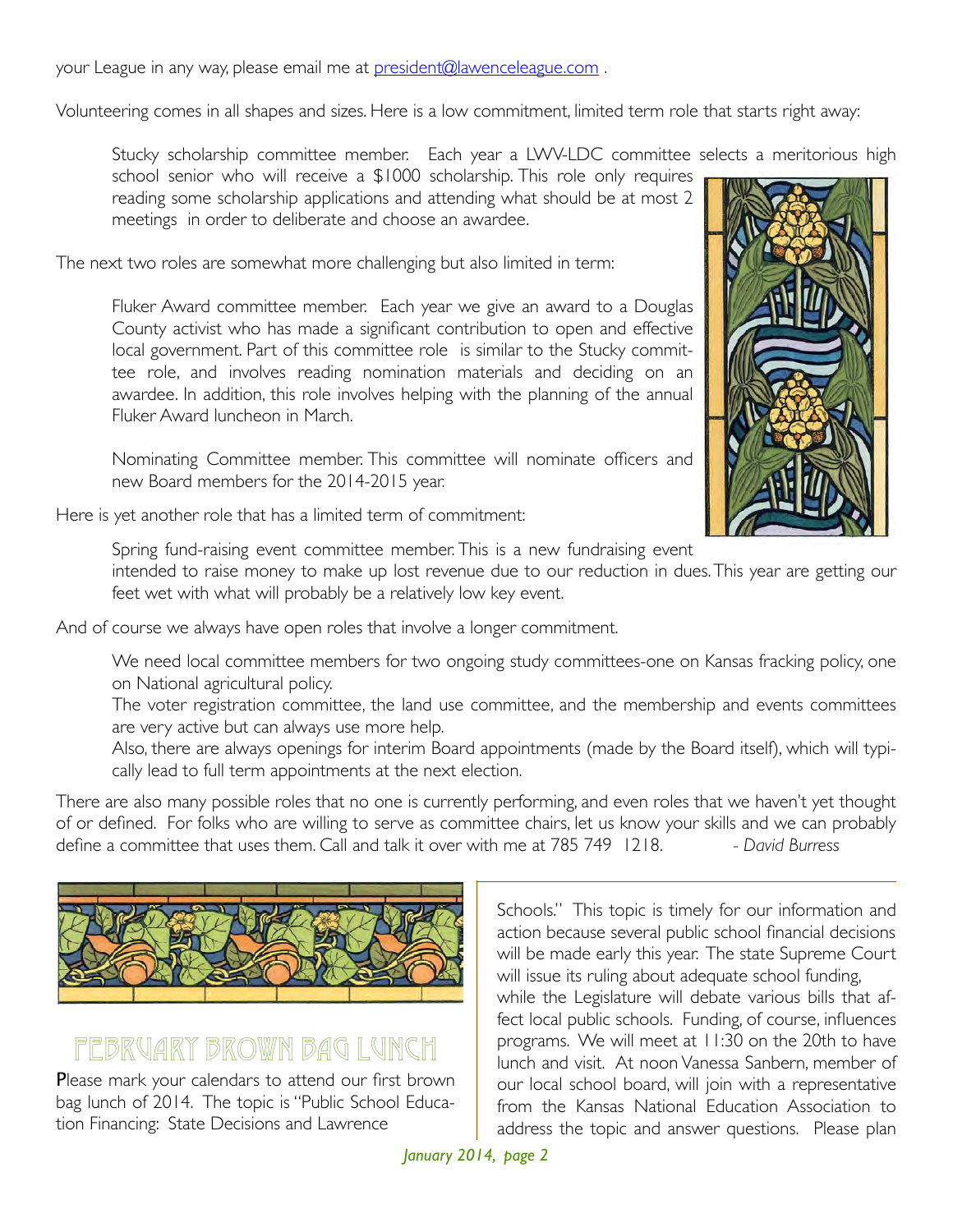your League in any way, please email me at president@lawenceleague.com .

Volunteering comes in all shapes and sizes. Here is a low commitment, limited term role that starts right away:

> Stucky scholarship committee member. Each year a LWV-LDC committee selects a meritorious high school senior who will receive a $1000 scholarship. This role only requires reading some scholarship applications and attending what should be at most 2 meetings in order to deliberate and choose an awardee.

The next two roles are somewhat more challenging but also limited in term:

> Fluker Award committee member. Each year we give an award to a Douglas County activist who has made a significant contribution to open and effective local government. Part of this committee role is similar to the Stucky committee role, and involves reading nomination materials and deciding on an awardee. In addition, this role involves helping with the planning of the annual Fluker Award luncheon in March.
>
> Nominating Committee member. This committee will nominate officers and new Board members for the 2014-2015 year.

Here is yet another role that has a limited term of commitment:

> Spring fund-raising event committee member. This is a new fundraising event intended to raise money to make up lost revenue due to our reduction in dues. This year are getting our feet wet with what will probably be a relatively low key event.

And of course we always have open roles that involve a longer commitment.

> We need local committee members for two ongoing study committees-one on Kansas fracking policy, one on National agricultural policy.
>
> The voter registration committee, the land use committee, and the membership and events committees are very active but can always use more help.
>
> Also, there are always openings for interim Board appointments (made by the Board itself), which will typically lead to full term appointments at the next election.

There are also many possible roles that no one is currently performing, and even roles that we haven't yet thought of or defined. For folks who are willing to serve as committee chairs, let us know your skills and we can probably define a committee that uses them. Call and talk it over with me at 785 749 1218. *- David Burress*

## February Brown Bag Lunch

Please mark your calendars to attend our first brown bag lunch of 2014. The topic is "Public School Education Financing: State Decisions and Lawrence Schools." This topic is timely for our information and action because several public school financial decisions will be made early this year. The state Supreme Court will issue its ruling about adequate school funding, while the Legislature will debate various bills that affect local public schools. Funding, of course, influences programs. We will meet at 11:30 on the 20th to have lunch and visit. At noon Vanessa Sanbern, member of our local school board, will join with a representative from the Kansas National Education Association to address the topic and answer questions. Please plan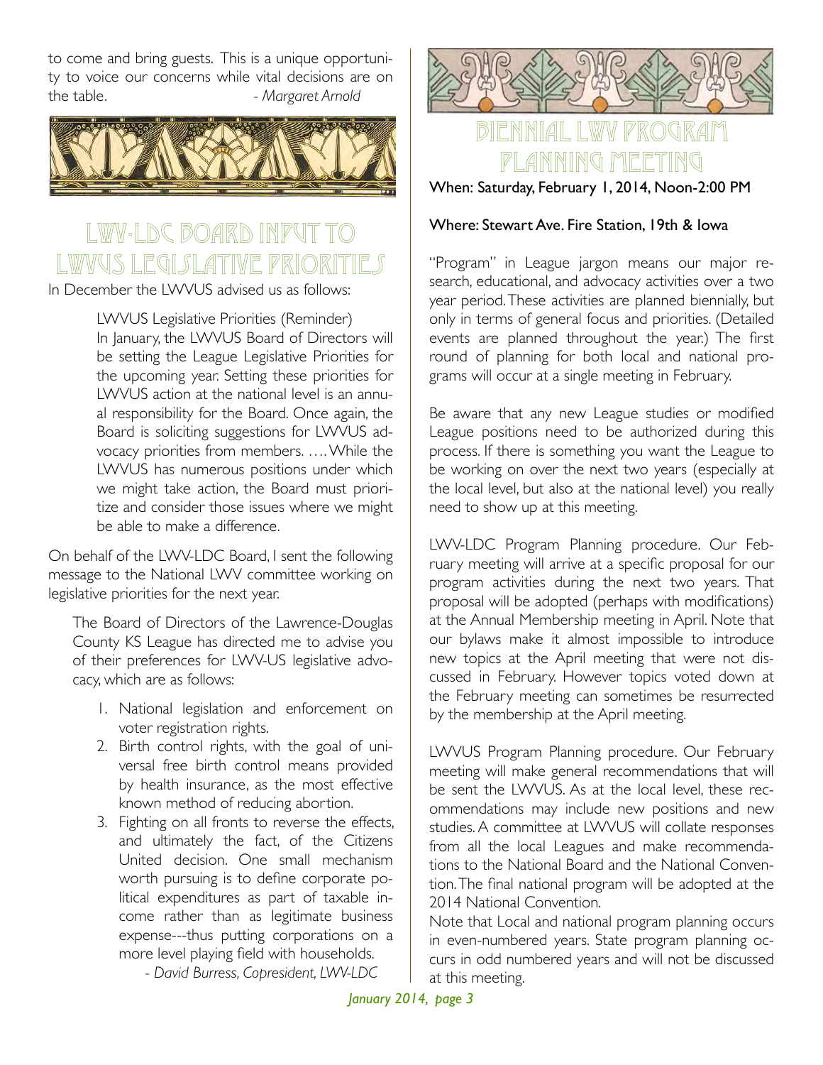to come and bring guests. This is a unique opportunity to voice our concerns while vital decisions are on the table. *- Margaret Arnold*

## LWV-LDC Board Input to LWVUS Legislative Priorities

In December the LWVUS advised us as follows:

> LWVUS Legislative Priorities (Reminder)
> In January, the LWVUS Board of Directors will be setting the League Legislative Priorities for the upcoming year. Setting these priorities for LWVUS action at the national level is an annual responsibility for the Board. Once again, the Board is soliciting suggestions for LWVUS advocacy priorities from members. …. While the LWVUS has numerous positions under which we might take action, the Board must prioritize and consider those issues where we might be able to make a difference.

On behalf of the LWV-LDC Board, I sent the following message to the National LWV committee working on legislative priorities for the next year.

> The Board of Directors of the Lawrence-Douglas County KS League has directed me to advise you of their preferences for LWV-US legislative advocacy, which are as follows:
>
> 1. National legislation and enforcement on voter registration rights.
> 2. Birth control rights, with the goal of universal free birth control means provided by health insurance, as the most effective known method of reducing abortion.
> 3. Fighting on all fronts to reverse the effects, and ultimately the fact, of the Citizens United decision. One small mechanism worth pursuing is to define corporate political expenditures as part of taxable income rather than as legitimate business expense---thus putting corporations on a more level playing field with households.

*- David Burress, Copresident, LWV-LDC*

## Biennial LWV Program Planning Meeting

When: Saturday, February 1, 2014, Noon-2:00 PM

Where: Stewart Ave. Fire Station, 19th & Iowa

"Program" in League jargon means our major research, educational, and advocacy activities over a two year period. These activities are planned biennially, but only in terms of general focus and priorities. (Detailed events are planned throughout the year.) The first round of planning for both local and national programs will occur at a single meeting in February.

Be aware that any new League studies or modified League positions need to be authorized during this process. If there is something you want the League to be working on over the next two years (especially at the local level, but also at the national level) you really need to show up at this meeting.

LWV-LDC Program Planning procedure. Our February meeting will arrive at a specific proposal for our program activities during the next two years. That proposal will be adopted (perhaps with modifications) at the Annual Membership meeting in April. Note that our bylaws make it almost impossible to introduce new topics at the April meeting that were not discussed in February. However topics voted down at the February meeting can sometimes be resurrected by the membership at the April meeting.

LWVUS Program Planning procedure. Our February meeting will make general recommendations that will be sent the LWVUS. As at the local level, these recommendations may include new positions and new studies. A committee at LWVUS will collate responses from all the local Leagues and make recommendations to the National Board and the National Convention. The final national program will be adopted at the 2014 National Convention.

Note that Local and national program planning occurs in even-numbered years. State program planning occurs in odd numbered years and will not be discussed at this meeting.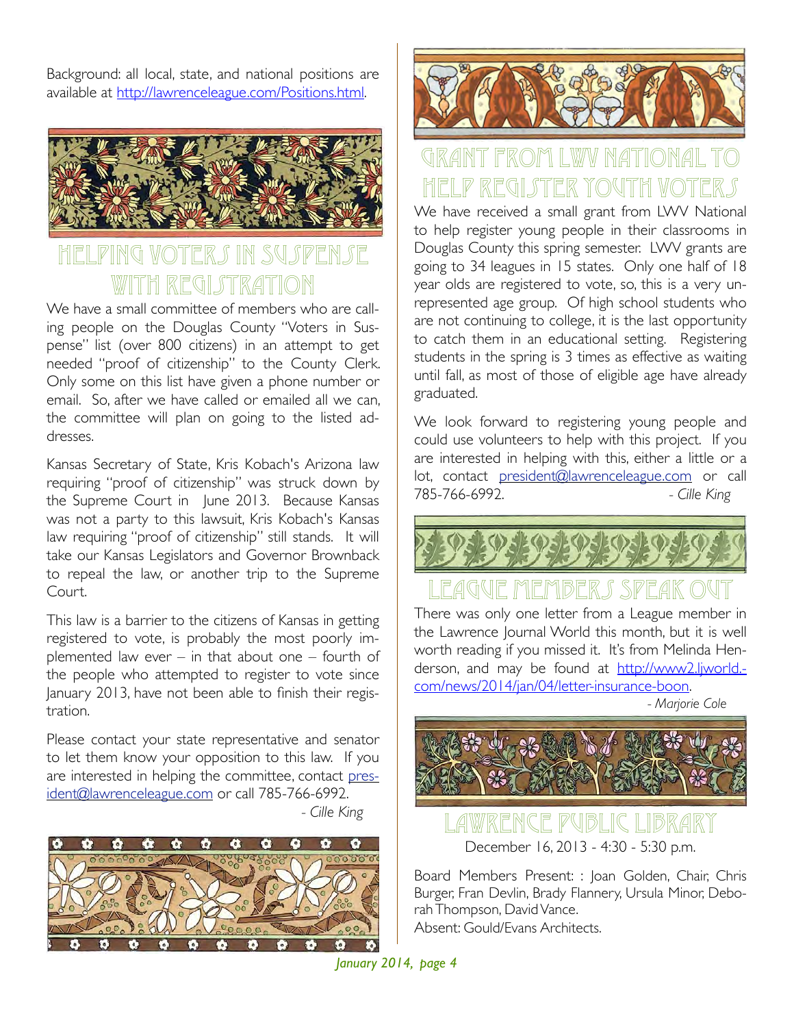Background: all local, state, and national positions are available at http://lawrenceleague.com/Positions.html.

## Helping Voters in Suspense with Registration

We have a small committee of members who are calling people on the Douglas County "Voters in Suspense" list (over 800 citizens) in an attempt to get needed "proof of citizenship" to the County Clerk. Only some on this list have given a phone number or email. So, after we have called or emailed all we can, the committee will plan on going to the listed addresses.

Kansas Secretary of State, Kris Kobach's Arizona law requiring "proof of citizenship" was struck down by the Supreme Court in June 2013. Because Kansas was not a party to this lawsuit, Kris Kobach's Kansas law requiring "proof of citizenship" still stands. It will take our Kansas Legislators and Governor Brownback to repeal the law, or another trip to the Supreme Court.

This law is a barrier to the citizens of Kansas in getting registered to vote, is probably the most poorly implemented law ever – in that about one – fourth of the people who attempted to register to vote since January 2013, have not been able to finish their registration.

Please contact your state representative and senator to let them know your opposition to this law. If you are interested in helping the committee, contact president@lawrenceleague.com or call 785-766-6992.

*- Cille King*

## Grant from LWV National to Help Register Youth Voters

We have received a small grant from LWV National to help register young people in their classrooms in Douglas County this spring semester. LWV grants are going to 34 leagues in 15 states. Only one half of 18 year olds are registered to vote, so, this is a very unrepresented age group. Of high school students who are not continuing to college, it is the last opportunity to catch them in an educational setting. Registering students in the spring is 3 times as effective as waiting until fall, as most of those of eligible age have already graduated.

We look forward to registering young people and could use volunteers to help with this project. If you are interested in helping with this, either a little or a lot, contact president@lawrenceleague.com or call 785-766-6992.

*- Cille King*

## League Members Speak Out

There was only one letter from a League member in the Lawrence Journal World this month, but it is well worth reading if you missed it. It's from Melinda Henderson, and may be found at http://www2.ljworld.com/news/2014/jan/04/letter-insurance-boon.

*- Marjorie Cole*

## Lawrence Public Library

December 16, 2013 - 4:30 - 5:30 p.m.

Board Members Present: : Joan Golden, Chair, Chris Burger, Fran Devlin, Brady Flannery, Ursula Minor, Deborah Thompson, David Vance.
Absent: Gould/Evans Architects.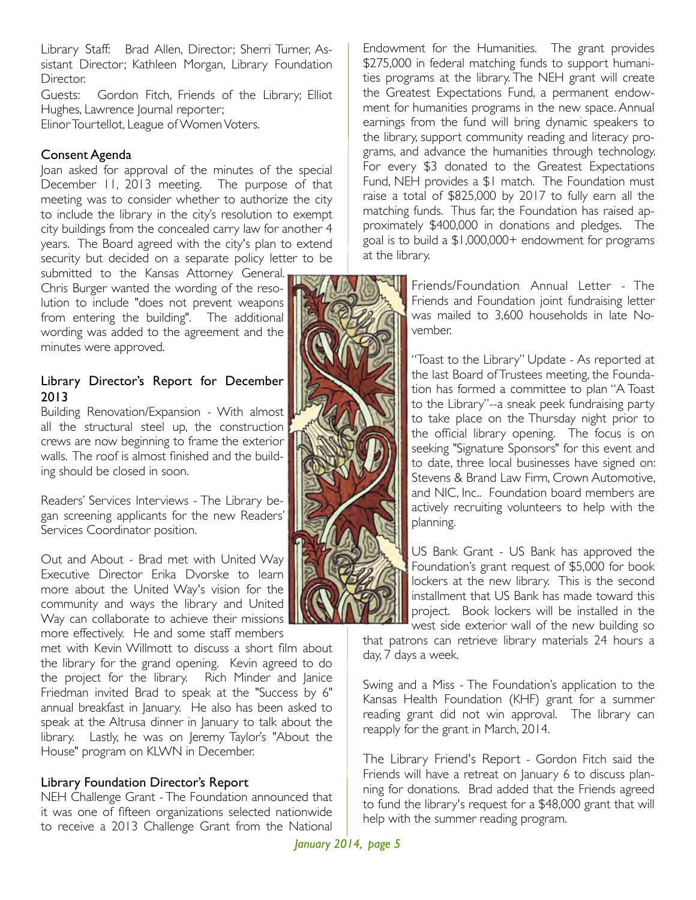Library Staff: Brad Allen, Director; Sherri Turner, Assistant Director; Kathleen Morgan, Library Foundation Director.

Guests: Gordon Fitch, Friends of the Library; Elliot Hughes, Lawrence Journal reporter; Elinor Tourtellot, League of Women Voters.

### Consent Agenda

Joan asked for approval of the minutes of the special December 11, 2013 meeting. The purpose of that meeting was to consider whether to authorize the city to include the library in the city's resolution to exempt city buildings from the concealed carry law for another 4 years. The Board agreed with the city's plan to extend security but decided on a separate policy letter to be submitted to the Kansas Attorney General. Chris Burger wanted the wording of the resolution to include "does not prevent weapons from entering the building". The additional wording was added to the agreement and the minutes were approved.

### Library Director's Report for December 2013

Building Renovation/Expansion - With almost all the structural steel up, the construction crews are now beginning to frame the exterior walls. The roof is almost finished and the building should be closed in soon.

Readers' Services Interviews - The Library began screening applicants for the new Readers' Services Coordinator position.

Out and About - Brad met with United Way Executive Director Erika Dvorske to learn more about the United Way's vision for the community and ways the library and United Way can collaborate to achieve their missions more effectively. He and some staff members met with Kevin Willmott to discuss a short film about the library for the grand opening. Kevin agreed to do the project for the library. Rich Minder and Janice Friedman invited Brad to speak at the "Success by 6" annual breakfast in January. He also has been asked to speak at the Altrusa dinner in January to talk about the library. Lastly, he was on Jeremy Taylor's "About the House" program on KLWN in December.

### Library Foundation Director's Report

NEH Challenge Grant - The Foundation announced that it was one of fifteen organizations selected nationwide to receive a 2013 Challenge Grant from the National Endowment for the Humanities. The grant provides $275,000 in federal matching funds to support humanities programs at the library. The NEH grant will create the Greatest Expectations Fund, a permanent endowment for humanities programs in the new space. Annual earnings from the fund will bring dynamic speakers to the library, support community reading and literacy programs, and advance the humanities through technology. For every $3 donated to the Greatest Expectations Fund, NEH provides a $1 match. The Foundation must raise a total of $825,000 by 2017 to fully earn all the matching funds. Thus far, the Foundation has raised approximately $400,000 in donations and pledges. The goal is to build a $1,000,000+ endowment for programs at the library.

Friends/Foundation Annual Letter - The Friends and Foundation joint fundraising letter was mailed to 3,600 households in late November.

"Toast to the Library" Update - As reported at the last Board of Trustees meeting, the Foundation has formed a committee to plan "A Toast to the Library"--a sneak peek fundraising party to take place on the Thursday night prior to the official library opening. The focus is on seeking "Signature Sponsors" for this event and to date, three local businesses have signed on: Stevens & Brand Law Firm, Crown Automotive, and NIC, Inc.. Foundation board members are actively recruiting volunteers to help with the planning.

US Bank Grant - US Bank has approved the Foundation's grant request of $5,000 for book lockers at the new library. This is the second installment that US Bank has made toward this project. Book lockers will be installed in the west side exterior wall of the new building so that patrons can retrieve library materials 24 hours a day, 7 days a week.

Swing and a Miss - The Foundation's application to the Kansas Health Foundation (KHF) grant for a summer reading grant did not win approval. The library can reapply for the grant in March, 2014.

The Library Friend's Report - Gordon Fitch said the Friends will have a retreat on January 6 to discuss planning for donations. Brad added that the Friends agreed to fund the library's request for a $48,000 grant that will help with the summer reading program.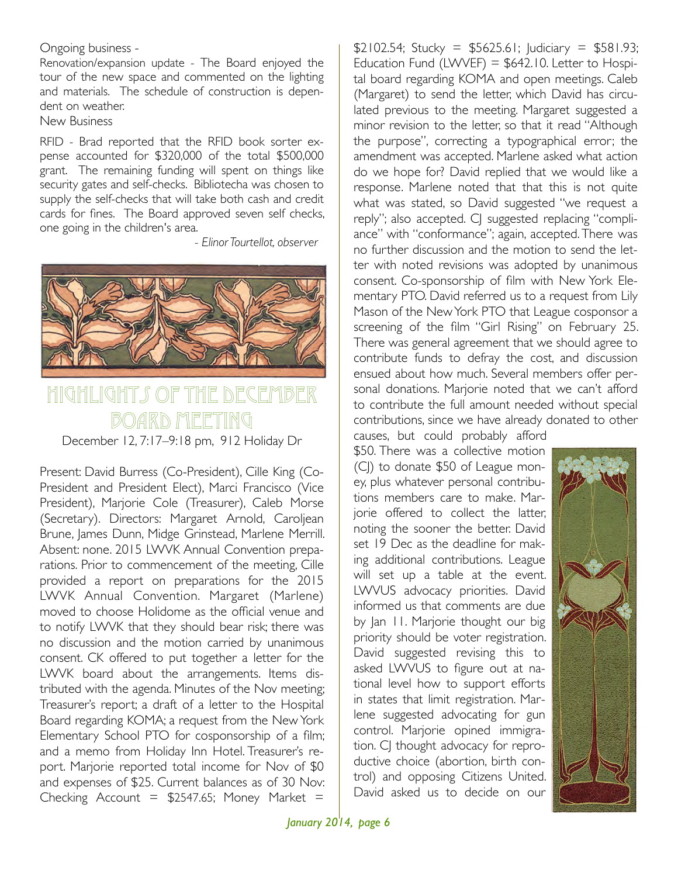Ongoing business -

Renovation/expansion update - The Board enjoyed the tour of the new space and commented on the lighting and materials. The schedule of construction is dependent on weather.

New Business

RFID - Brad reported that the RFID book sorter expense accounted for $320,000 of the total $500,000 grant. The remaining funding will spent on things like security gates and self-checks. Bibliotecha was chosen to supply the self-checks that will take both cash and credit cards for fines. The Board approved seven self checks, one going in the children's area.

*- Elinor Tourtellot, observer*

## Highlights of the December Board Meeting

December 12, 7:17–9:18 pm, 912 Holiday Dr

Present: David Burress (Co-President), Cille King (Co-President and President Elect), Marci Francisco (Vice President), Marjorie Cole (Treasurer), Caleb Morse (Secretary). Directors: Margaret Arnold, Caroljean Brune, James Dunn, Midge Grinstead, Marlene Merrill. Absent: none. 2015 LWVK Annual Convention preparations. Prior to commencement of the meeting, Cille provided a report on preparations for the 2015 LWVK Annual Convention. Margaret (Marlene) moved to choose Holidome as the official venue and to notify LWVK that they should bear risk; there was no discussion and the motion carried by unanimous consent. CK offered to put together a letter for the LWVK board about the arrangements. Items distributed with the agenda. Minutes of the Nov meeting; Treasurer's report; a draft of a letter to the Hospital Board regarding KOMA; a request from the New York Elementary School PTO for cosponsorship of a film; and a memo from Holiday Inn Hotel. Treasurer's report. Marjorie reported total income for Nov of $0 and expenses of $25. Current balances as of 30 Nov: Checking Account = $2547.65; Money Market = $2102.54; Stucky = $5625.61; Judiciary = $581.93; Education Fund (LWVEF) = $642.10. Letter to Hospital board regarding KOMA and open meetings. Caleb (Margaret) to send the letter, which David has circulated previous to the meeting. Margaret suggested a minor revision to the letter, so that it read "Although the purpose", correcting a typographical error; the amendment was accepted. Marlene asked what action do we hope for? David replied that we would like a response. Marlene noted that that this is not quite what was stated, so David suggested "we request a reply"; also accepted. CJ suggested replacing "compliance" with "conformance"; again, accepted. There was no further discussion and the motion to send the letter with noted revisions was adopted by unanimous consent. Co-sponsorship of film with New York Elementary PTO. David referred us to a request from Lily Mason of the New York PTO that League cosponsor a screening of the film "Girl Rising" on February 25. There was general agreement that we should agree to contribute funds to defray the cost, and discussion ensued about how much. Several members offer personal donations. Marjorie noted that we can't afford to contribute the full amount needed without special contributions, since we have already donated to other causes, but could probably afford $50. There was a collective motion (CJ) to donate $50 of League money, plus whatever personal contributions members care to make. Marjorie offered to collect the latter, noting the sooner the better. David set 19 Dec as the deadline for making additional contributions. League will set up a table at the event. LWVUS advocacy priorities. David informed us that comments are due by Jan 11. Marjorie thought our big priority should be voter registration. David suggested revising this to asked LWVUS to figure out at national level how to support efforts in states that limit registration. Marlene suggested advocating for gun control. Marjorie opined immigration. CJ thought advocacy for reproductive choice (abortion, birth control) and opposing Citizens United. David asked us to decide on our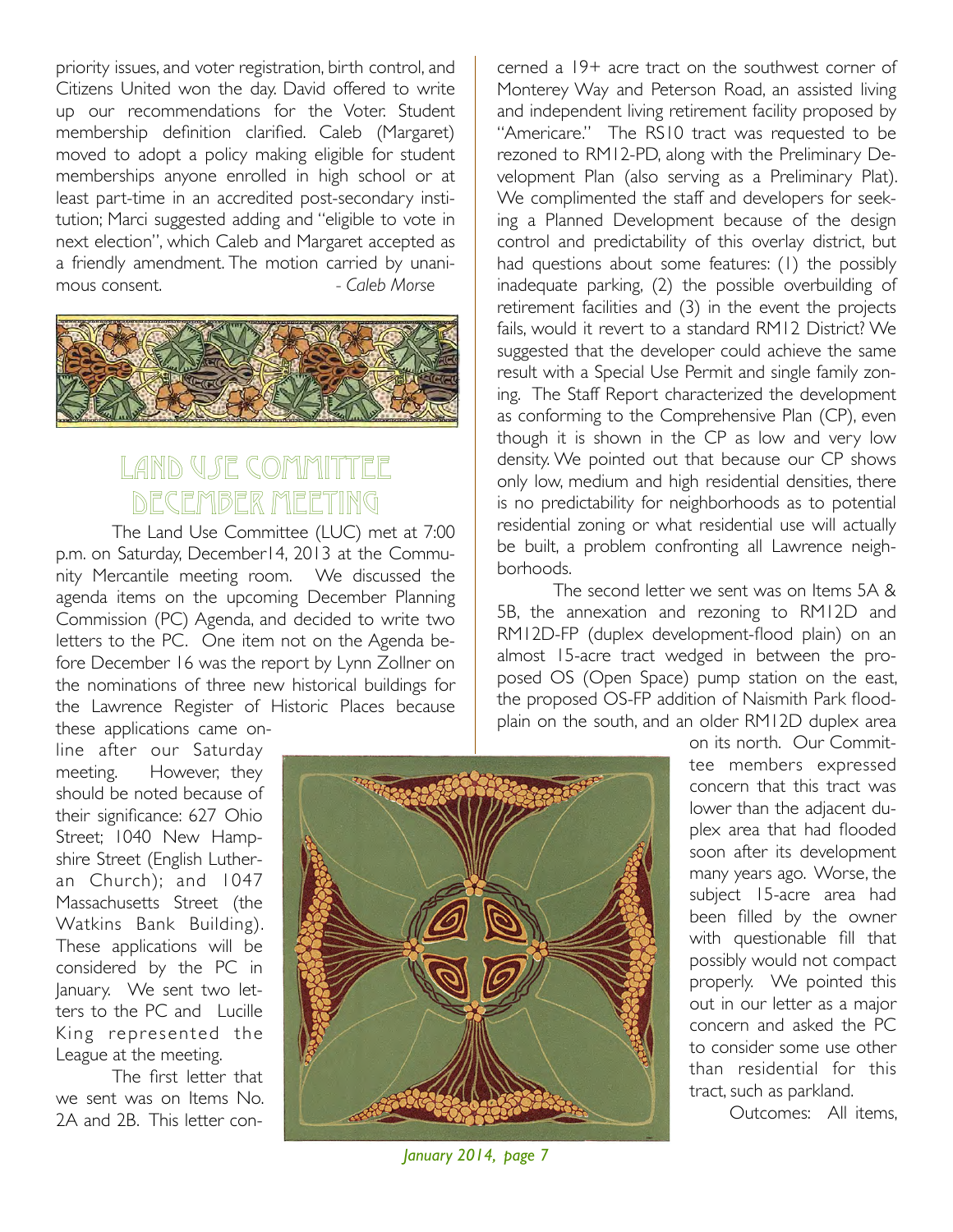priority issues, and voter registration, birth control, and Citizens United won the day. David offered to write up our recommendations for the Voter. Student membership definition clarified. Caleb (Margaret) moved to adopt a policy making eligible for student memberships anyone enrolled in high school or at least part-time in an accredited post-secondary institution; Marci suggested adding and "eligible to vote in next election", which Caleb and Margaret accepted as a friendly amendment. The motion carried by unanimous consent. *- Caleb Morse*

## Land Use Committee December Meeting

The Land Use Committee (LUC) met at 7:00 p.m. on Saturday, December14, 2013 at the Community Mercantile meeting room. We discussed the agenda items on the upcoming December Planning Commission (PC) Agenda, and decided to write two letters to the PC. One item not on the Agenda before December 16 was the report by Lynn Zollner on the nominations of three new historical buildings for the Lawrence Register of Historic Places because these applications came online after our Saturday meeting. However, they should be noted because of their significance: 627 Ohio Street; 1040 New Hampshire Street (English Lutheran Church); and 1047 Massachusetts Street (the Watkins Bank Building). These applications will be considered by the PC in January. We sent two letters to the PC and Lucille King represented the League at the meeting.

The first letter that we sent was on Items No. 2A and 2B. This letter concerned a 19+ acre tract on the southwest corner of Monterey Way and Peterson Road, an assisted living and independent living retirement facility proposed by "Americare." The RS10 tract was requested to be rezoned to RM12-PD, along with the Preliminary Development Plan (also serving as a Preliminary Plat). We complimented the staff and developers for seeking a Planned Development because of the design control and predictability of this overlay district, but had questions about some features: (1) the possibly inadequate parking, (2) the possible overbuilding of retirement facilities and (3) in the event the projects fails, would it revert to a standard RM12 District? We suggested that the developer could achieve the same result with a Special Use Permit and single family zoning. The Staff Report characterized the development as conforming to the Comprehensive Plan (CP), even though it is shown in the CP as low and very low density. We pointed out that because our CP shows only low, medium and high residential densities, there is no predictability for neighborhoods as to potential residential zoning or what residential use will actually be built, a problem confronting all Lawrence neighborhoods.

The second letter we sent was on Items 5A & 5B, the annexation and rezoning to RM12D and RM12D-FP (duplex development-flood plain) on an almost 15-acre tract wedged in between the proposed OS (Open Space) pump station on the east, the proposed OS-FP addition of Naismith Park floodplain on the south, and an older RM12D duplex area on its north. Our Committee members expressed concern that this tract was lower than the adjacent duplex area that had flooded soon after its development many years ago. Worse, the subject 15-acre area had been filled by the owner with questionable fill that possibly would not compact properly. We pointed this out in our letter as a major concern and asked the PC to consider some use other than residential for this tract, such as parkland.

Outcomes: All items,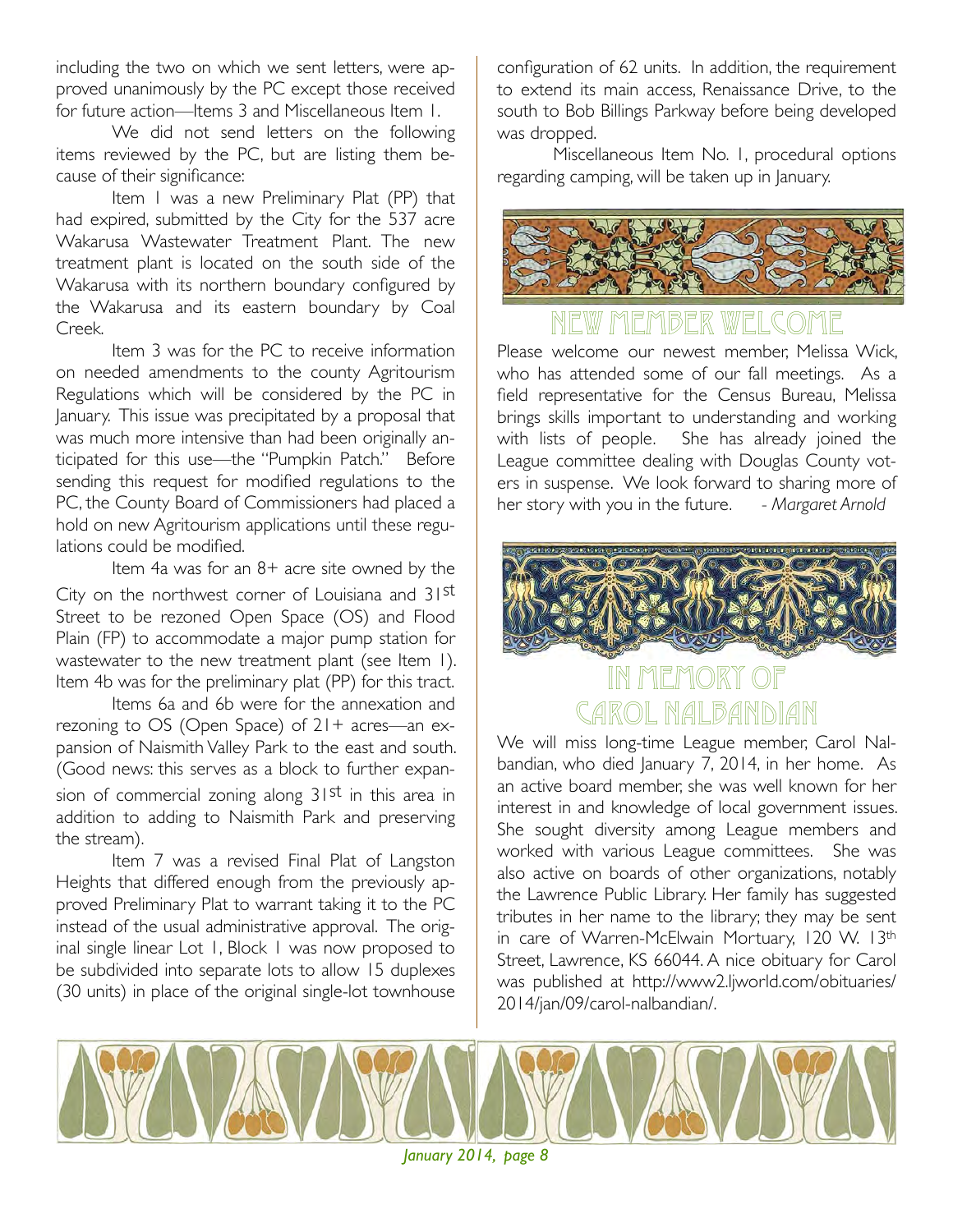including the two on which we sent letters, were approved unanimously by the PC except those received for future action—Items 3 and Miscellaneous Item 1.

We did not send letters on the following items reviewed by the PC, but are listing them because of their significance:

Item 1 was a new Preliminary Plat (PP) that had expired, submitted by the City for the 537 acre Wakarusa Wastewater Treatment Plant. The new treatment plant is located on the south side of the Wakarusa with its northern boundary configured by the Wakarusa and its eastern boundary by Coal Creek.

Item 3 was for the PC to receive information on needed amendments to the county Agritourism Regulations which will be considered by the PC in January. This issue was precipitated by a proposal that was much more intensive than had been originally anticipated for this use—the "Pumpkin Patch." Before sending this request for modified regulations to the PC, the County Board of Commissioners had placed a hold on new Agritourism applications until these regulations could be modified.

Item 4a was for an 8+ acre site owned by the City on the northwest corner of Louisiana and 31st Street to be rezoned Open Space (OS) and Flood Plain (FP) to accommodate a major pump station for wastewater to the new treatment plant (see Item 1). Item 4b was for the preliminary plat (PP) for this tract.

Items 6a and 6b were for the annexation and rezoning to OS (Open Space) of 21+ acres—an expansion of Naismith Valley Park to the east and south. (Good news: this serves as a block to further expansion of commercial zoning along 31st in this area in addition to adding to Naismith Park and preserving the stream).

Item 7 was a revised Final Plat of Langston Heights that differed enough from the previously approved Preliminary Plat to warrant taking it to the PC instead of the usual administrative approval. The original single linear Lot 1, Block 1 was now proposed to be subdivided into separate lots to allow 15 duplexes (30 units) in place of the original single-lot townhouse configuration of 62 units. In addition, the requirement to extend its main access, Renaissance Drive, to the south to Bob Billings Parkway before being developed was dropped.

Miscellaneous Item No. 1, procedural options regarding camping, will be taken up in January.

## NEW MEMBER WELCOME

Please welcome our newest member, Melissa Wick, who has attended some of our fall meetings. As a field representative for the Census Bureau, Melissa brings skills important to understanding and working with lists of people. She has already joined the League committee dealing with Douglas County voters in suspense. We look forward to sharing more of her story with you in the future. *- Margaret Arnold*

## IN MEMORY OF CAROL NALBANDIAN

We will miss long-time League member, Carol Nalbandian, who died January 7, 2014, in her home. As an active board member, she was well known for her interest in and knowledge of local government issues. She sought diversity among League members and worked with various League committees. She was also active on boards of other organizations, notably the Lawrence Public Library. Her family has suggested tributes in her name to the library; they may be sent in care of Warren-McElwain Mortuary, 120 W. 13th Street, Lawrence, KS 66044. A nice obituary for Carol was published at http://www2.ljworld.com/obituaries/2014/jan/09/carol-nalbandian/.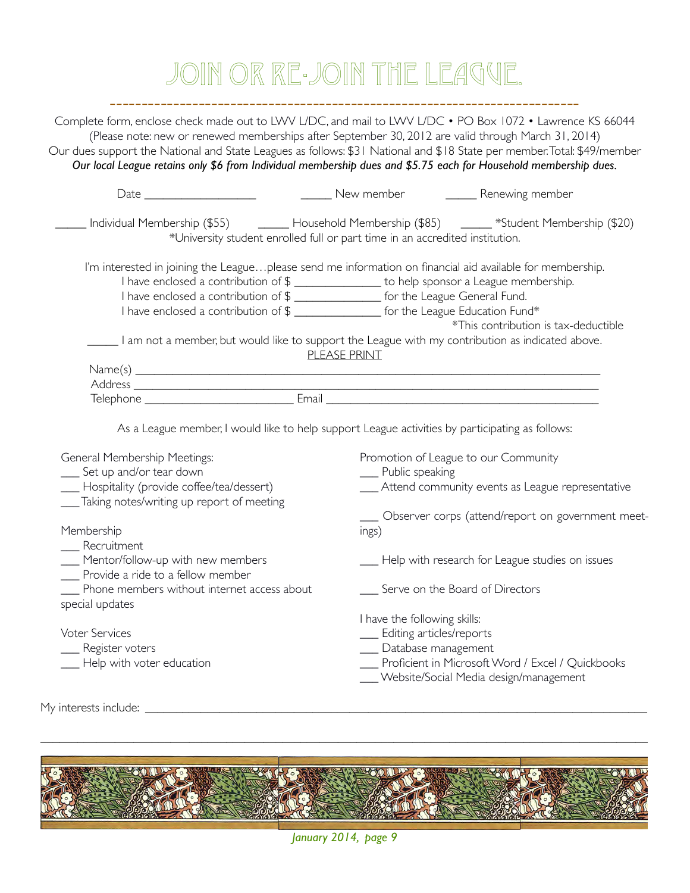# JOIN OR RE-JOIN THE LEAGUE.

Complete form, enclose check made out to LWV L/DC, and mail to LWV L/DC • PO Box 1072 • Lawrence KS 66044
(Please note: new or renewed memberships after September 30, 2012 are valid through March 31, 2014)
Our dues support the National and State Leagues as follows: $31 National and $18 State per member. Total: $49/member
***Our local League retains only $6 from Individual membership dues and $5.75 each for Household membership dues.***

Date __________________ _____ New member _____ Renewing member

_____ Individual Membership ($55) _____ Household Membership ($85) _____ *Student Membership ($20)
*University student enrolled full or part time in an accredited institution.

I'm interested in joining the League…please send me information on financial aid available for membership.
I have enclosed a contribution of $ ______________ to help sponsor a League membership.
I have enclosed a contribution of $ ______________ for the League General Fund.
I have enclosed a contribution of $ ______________ for the League Education Fund*
*This contribution is tax-deductible

_____ I am not a member, but would like to support the League with my contribution as indicated above.

PLEASE PRINT

Name(s) ____________________________________________
Address ____________________________________________
Telephone ________________________ Email ____________________________

As a League member, I would like to help support League activities by participating as follows:

General Membership Meetings:
___ Set up and/or tear down
___ Hospitality (provide coffee/tea/dessert)
___ Taking notes/writing up report of meeting

Membership
___ Recruitment
___ Mentor/follow-up with new members
___ Provide a ride to a fellow member
___ Phone members without internet access about special updates

Voter Services
___ Register voters
___ Help with voter education

Promotion of League to our Community
___ Public speaking
___ Attend community events as League representative

___ Observer corps (attend/report on government meetings)

___ Help with research for League studies on issues

___ Serve on the Board of Directors

I have the following skills:
___ Editing articles/reports
___ Database management
___ Proficient in Microsoft Word / Excel / Quickbooks
___ Website/Social Media design/management

My interests include: ____________________________________________